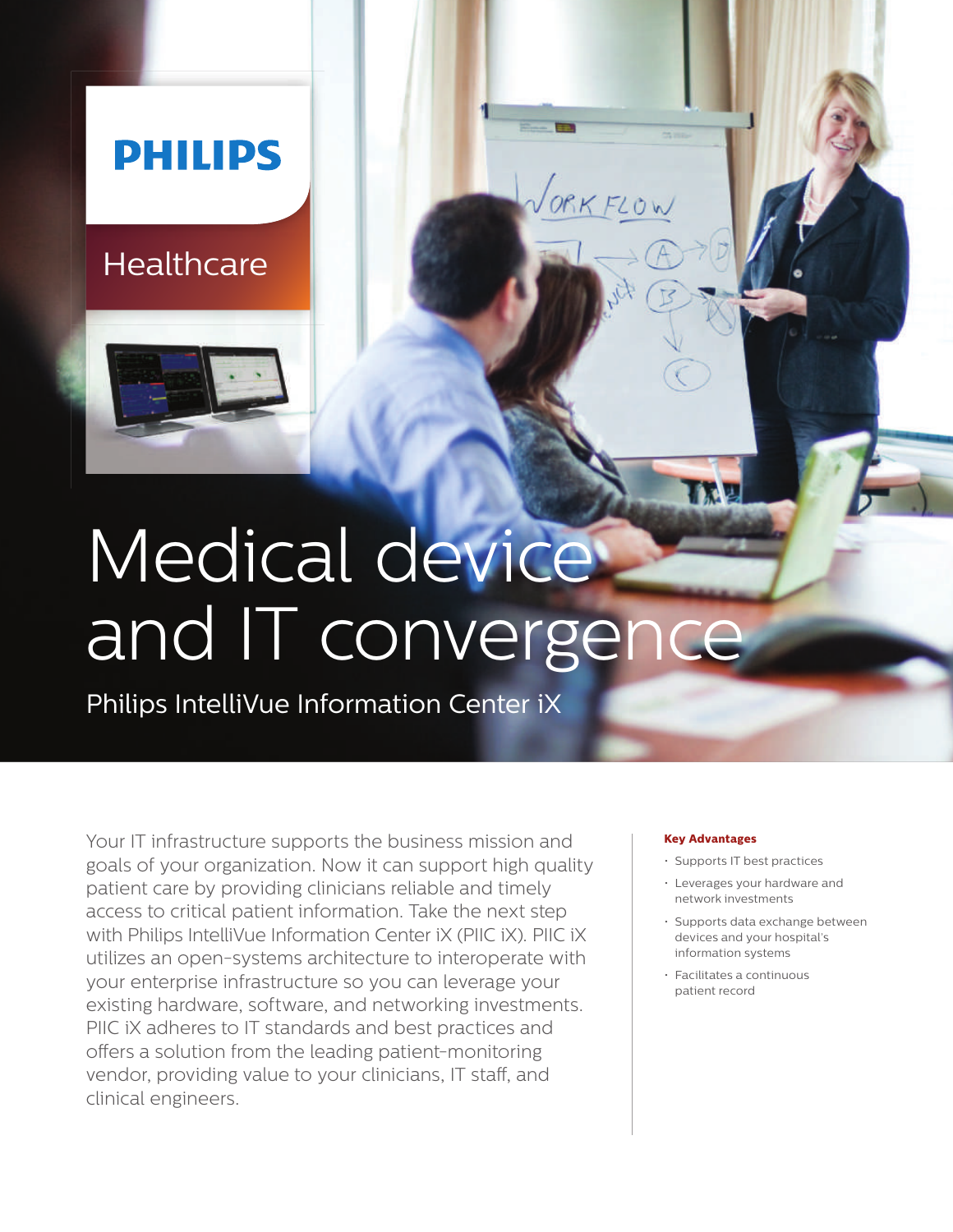PHILIPS

Healthcare

# Medical device and IT convergence

## Philips IntelliVue Information Center iX

Your IT infrastructure supports the business mission and goals of your organization. Now it can support high quality patient care by providing clinicians reliable and timely access to critical patient information. Take the next step with Philips IntelliVue Information Center iX (PIIC iX). PIIC iX utilizes an open-systems architecture to interoperate with your enterprise infrastructure so you can leverage your existing hardware, software, and networking investments. PIIC iX adheres to IT standards and best practices and offers a solution from the leading patient-monitoring vendor, providing value to your clinicians, IT staff, and clinical engineers.

**Key Advantages**

- Supports IT best practices
- Leverages your hardware and network investments
- Supports data exchange between devices and your hospital's information systems
- Facilitates a continuous patient record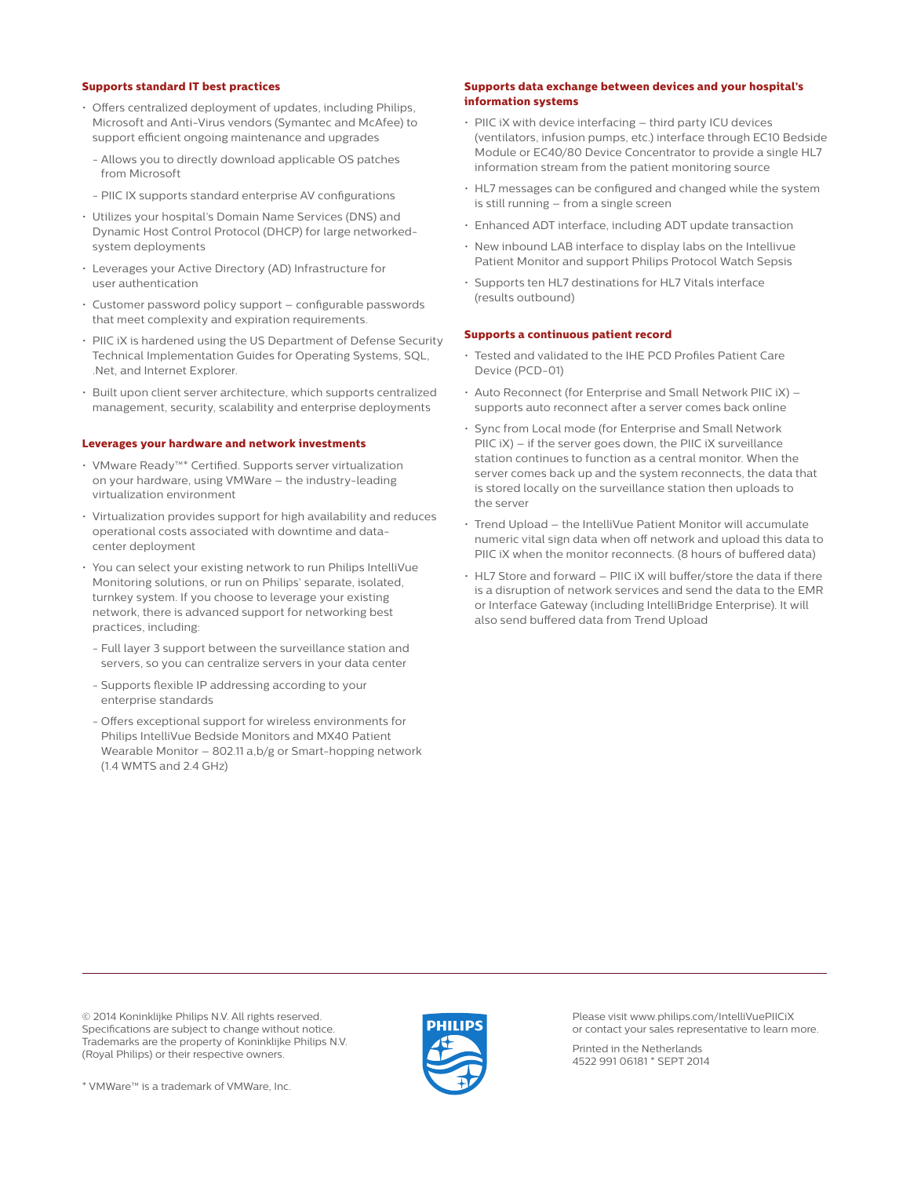### Supports standard IT best practices

- Offers centralized deployment of updates, including Philips, Microsoft and Anti-Virus vendors (Symantec and McAfee) to support efficient ongoing maintenance and upgrades
  - Allows you to directly download applicable OS patches from Microsoft
  - PIIC IX supports standard enterprise AV configurations
- Utilizes your hospital's Domain Name Services (DNS) and Dynamic Host Control Protocol (DHCP) for large networked-system deployments
- Leverages your Active Directory (AD) Infrastructure for user authentication
- Customer password policy support – configurable passwords that meet complexity and expiration requirements.
- PIIC iX is hardened using the US Department of Defense Security Technical Implementation Guides for Operating Systems, SQL, .Net, and Internet Explorer.
- Built upon client server architecture, which supports centralized management, security, scalability and enterprise deployments

### Leverages your hardware and network investments

- VMware Ready™* Certified. Supports server virtualization on your hardware, using VMWare – the industry-leading virtualization environment
- Virtualization provides support for high availability and reduces operational costs associated with downtime and data-center deployment
- You can select your existing network to run Philips IntelliVue Monitoring solutions, or run on Philips' separate, isolated, turnkey system. If you choose to leverage your existing network, there is advanced support for networking best practices, including:
  - Full layer 3 support between the surveillance station and servers, so you can centralize servers in your data center
  - Supports flexible IP addressing according to your enterprise standards
  - Offers exceptional support for wireless environments for Philips IntelliVue Bedside Monitors and MX40 Patient Wearable Monitor – 802.11 a,b/g or Smart-hopping network (1.4 WMTS and 2.4 GHz)

### Supports data exchange between devices and your hospital's information systems

- PIIC iX with device interfacing – third party ICU devices (ventilators, infusion pumps, etc.) interface through EC10 Bedside Module or EC40/80 Device Concentrator to provide a single HL7 information stream from the patient monitoring source
- HL7 messages can be configured and changed while the system is still running – from a single screen
- Enhanced ADT interface, including ADT update transaction
- New inbound LAB interface to display labs on the Intellivue Patient Monitor and support Philips Protocol Watch Sepsis
- Supports ten HL7 destinations for HL7 Vitals interface (results outbound)

### Supports a continuous patient record

- Tested and validated to the IHE PCD Profiles Patient Care Device (PCD-01)
- Auto Reconnect (for Enterprise and Small Network PIIC iX) – supports auto reconnect after a server comes back online
- Sync from Local mode (for Enterprise and Small Network PIIC iX) – if the server goes down, the PIIC iX surveillance station continues to function as a central monitor. When the server comes back up and the system reconnects, the data that is stored locally on the surveillance station then uploads to the server
- Trend Upload – the IntelliVue Patient Monitor will accumulate numeric vital sign data when off network and upload this data to PIIC iX when the monitor reconnects. (8 hours of buffered data)
- HL7 Store and forward – PIIC iX will buffer/store the data if there is a disruption of network services and send the data to the EMR or Interface Gateway (including IntelliBridge Enterprise). It will also send buffered data from Trend Upload

---

© 2014 Koninklijke Philips N.V. All rights reserved.
Specifications are subject to change without notice.
Trademarks are the property of Koninklijke Philips N.V. (Royal Philips) or their respective owners.

* VMWare™ is a trademark of VMWare, Inc.

PHILIPS

Please visit www.philips.com/IntelliVuePIICiX
or contact your sales representative to learn more.

Printed in the Netherlands
4522 991 06181 * SEPT 2014